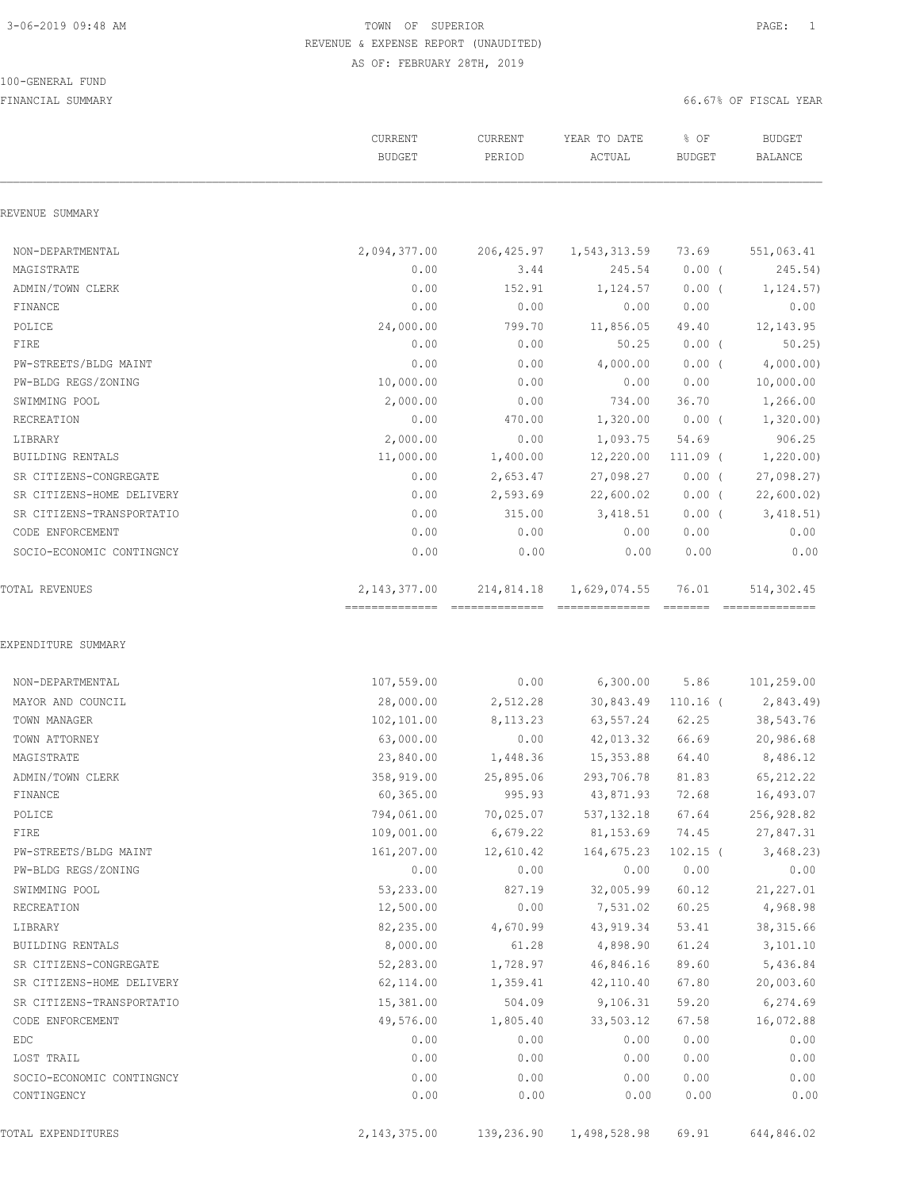# TOWN OF SUPERIOR

## REVENUE & EXPENSE REPORT (UNAUDITED)

AS OF: FEBRUARY 28TH, 2019

100-GENERAL FUND

FINANCIAL SUMMARY

66.67% OF FISCAL YEAR

| | CURRENT BUDGET | CURRENT PERIOD | YEAR TO DATE ACTUAL | % OF BUDGET | BUDGET BALANCE |
|---|---|---|---|---|---|
| **REVENUE SUMMARY** | | | | | |
| NON-DEPARTMENTAL | 2,094,377.00 | 206,425.97 | 1,543,313.59 | 73.69 | 551,063.41 |
| MAGISTRATE | 0.00 | 3.44 | 245.54 | 0.00 ( | 245.54) |
| ADMIN/TOWN CLERK | 0.00 | 152.91 | 1,124.57 | 0.00 ( | 1,124.57) |
| FINANCE | 0.00 | 0.00 | 0.00 | 0.00 | 0.00 |
| POLICE | 24,000.00 | 799.70 | 11,856.05 | 49.40 | 12,143.95 |
| FIRE | 0.00 | 0.00 | 50.25 | 0.00 ( | 50.25) |
| PW-STREETS/BLDG MAINT | 0.00 | 0.00 | 4,000.00 | 0.00 ( | 4,000.00) |
| PW-BLDG REGS/ZONING | 10,000.00 | 0.00 | 0.00 | 0.00 | 10,000.00 |
| SWIMMING POOL | 2,000.00 | 0.00 | 734.00 | 36.70 | 1,266.00 |
| RECREATION | 0.00 | 470.00 | 1,320.00 | 0.00 ( | 1,320.00) |
| LIBRARY | 2,000.00 | 0.00 | 1,093.75 | 54.69 | 906.25 |
| BUILDING RENTALS | 11,000.00 | 1,400.00 | 12,220.00 | 111.09 ( | 1,220.00) |
| SR CITIZENS-CONGREGATE | 0.00 | 2,653.47 | 27,098.27 | 0.00 ( | 27,098.27) |
| SR CITIZENS-HOME DELIVERY | 0.00 | 2,593.69 | 22,600.02 | 0.00 ( | 22,600.02) |
| SR CITIZENS-TRANSPORTATIO | 0.00 | 315.00 | 3,418.51 | 0.00 ( | 3,418.51) |
| CODE ENFORCEMENT | 0.00 | 0.00 | 0.00 | 0.00 | 0.00 |
| SOCIO-ECONOMIC CONTINGNCY | 0.00 | 0.00 | 0.00 | 0.00 | 0.00 |
| TOTAL REVENUES | 2,143,377.00 | 214,814.18 | 1,629,074.55 | 76.01 | 514,302.45 |
| **EXPENDITURE SUMMARY** | | | | | |
| NON-DEPARTMENTAL | 107,559.00 | 0.00 | 6,300.00 | 5.86 | 101,259.00 |
| MAYOR AND COUNCIL | 28,000.00 | 2,512.28 | 30,843.49 | 110.16 ( | 2,843.49) |
| TOWN MANAGER | 102,101.00 | 8,113.23 | 63,557.24 | 62.25 | 38,543.76 |
| TOWN ATTORNEY | 63,000.00 | 0.00 | 42,013.32 | 66.69 | 20,986.68 |
| MAGISTRATE | 23,840.00 | 1,448.36 | 15,353.88 | 64.40 | 8,486.12 |
| ADMIN/TOWN CLERK | 358,919.00 | 25,895.06 | 293,706.78 | 81.83 | 65,212.22 |
| FINANCE | 60,365.00 | 995.93 | 43,871.93 | 72.68 | 16,493.07 |
| POLICE | 794,061.00 | 70,025.07 | 537,132.18 | 67.64 | 256,928.82 |
| FIRE | 109,001.00 | 6,679.22 | 81,153.69 | 74.45 | 27,847.31 |
| PW-STREETS/BLDG MAINT | 161,207.00 | 12,610.42 | 164,675.23 | 102.15 ( | 3,468.23) |
| PW-BLDG REGS/ZONING | 0.00 | 0.00 | 0.00 | 0.00 | 0.00 |
| SWIMMING POOL | 53,233.00 | 827.19 | 32,005.99 | 60.12 | 21,227.01 |
| RECREATION | 12,500.00 | 0.00 | 7,531.02 | 60.25 | 4,968.98 |
| LIBRARY | 82,235.00 | 4,670.99 | 43,919.34 | 53.41 | 38,315.66 |
| BUILDING RENTALS | 8,000.00 | 61.28 | 4,898.90 | 61.24 | 3,101.10 |
| SR CITIZENS-CONGREGATE | 52,283.00 | 1,728.97 | 46,846.16 | 89.60 | 5,436.84 |
| SR CITIZENS-HOME DELIVERY | 62,114.00 | 1,359.41 | 42,110.40 | 67.80 | 20,003.60 |
| SR CITIZENS-TRANSPORTATIO | 15,381.00 | 504.09 | 9,106.31 | 59.20 | 6,274.69 |
| CODE ENFORCEMENT | 49,576.00 | 1,805.40 | 33,503.12 | 67.58 | 16,072.88 |
| EDC | 0.00 | 0.00 | 0.00 | 0.00 | 0.00 |
| LOST TRAIL | 0.00 | 0.00 | 0.00 | 0.00 | 0.00 |
| SOCIO-ECONOMIC CONTINGNCY | 0.00 | 0.00 | 0.00 | 0.00 | 0.00 |
| CONTINGENCY | 0.00 | 0.00 | 0.00 | 0.00 | 0.00 |
| TOTAL EXPENDITURES | 2,143,375.00 | 139,236.90 | 1,498,528.98 | 69.91 | 644,846.02 |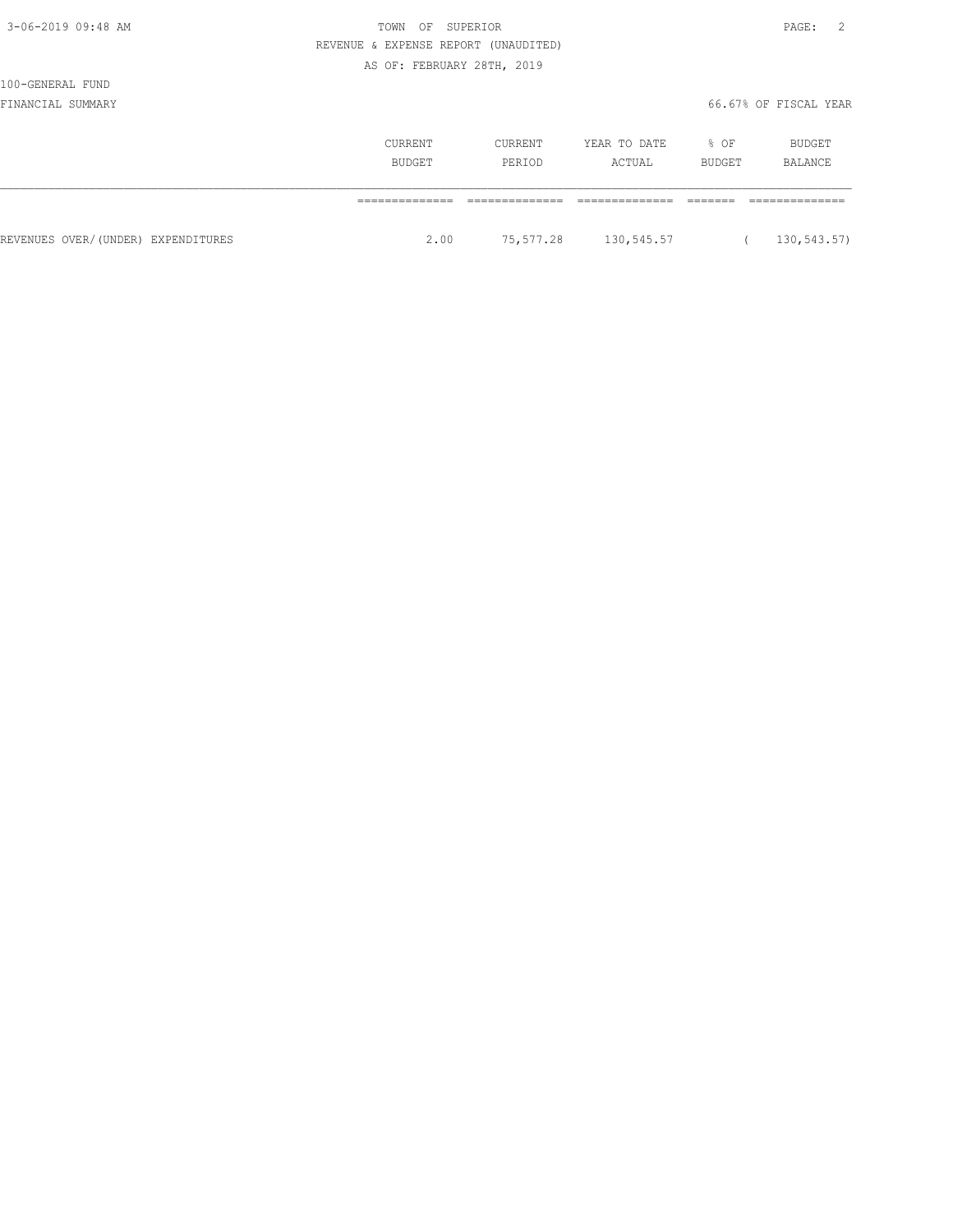TOWN OF SUPERIOR

REVENUE & EXPENSE REPORT (UNAUDITED)

AS OF: FEBRUARY 28TH, 2019

100-GENERAL FUND

FINANCIAL SUMMARY

66.67% OF FISCAL YEAR

| | CURRENT BUDGET | CURRENT PERIOD | YEAR TO DATE ACTUAL | % OF BUDGET | BUDGET BALANCE |
|---|---|---|---|---|---|
| REVENUES OVER/(UNDER) EXPENDITURES | 2.00 | 75,577.28 | 130,545.57 | | ( 130,543.57) |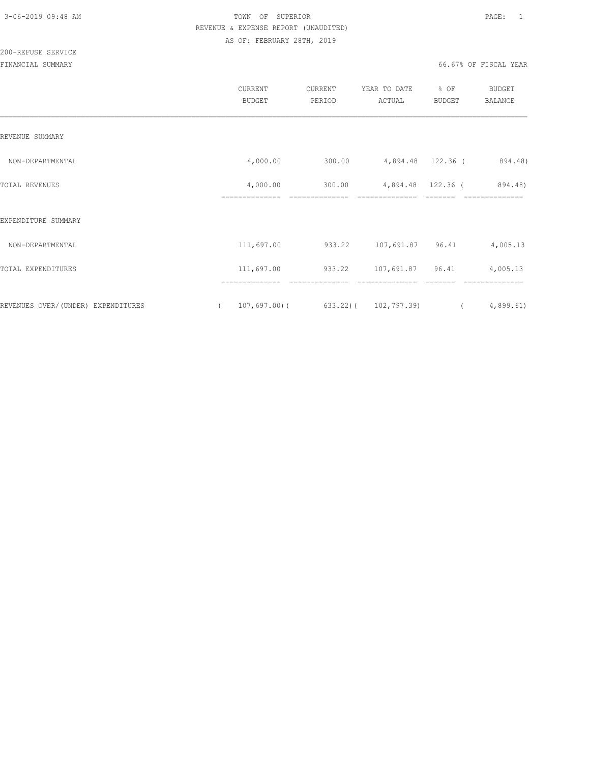TOWN OF SUPERIOR
REVENUE & EXPENSE REPORT (UNAUDITED)
AS OF: FEBRUARY 28TH, 2019

200-REFUSE SERVICE
FINANCIAL SUMMARY

66.67% OF FISCAL YEAR

| | CURRENT BUDGET | CURRENT PERIOD | YEAR TO DATE ACTUAL | % OF BUDGET | BUDGET BALANCE |
|---|---|---|---|---|---|
| REVENUE SUMMARY | | | | | |
| NON-DEPARTMENTAL | 4,000.00 | 300.00 | 4,894.48 | 122.36 | ( 894.48) |
| TOTAL REVENUES | 4,000.00 | 300.00 | 4,894.48 | 122.36 | ( 894.48) |
| EXPENDITURE SUMMARY | | | | | |
| NON-DEPARTMENTAL | 111,697.00 | 933.22 | 107,691.87 | 96.41 | 4,005.13 |
| TOTAL EXPENDITURES | 111,697.00 | 933.22 | 107,691.87 | 96.41 | 4,005.13 |
| REVENUES OVER/(UNDER) EXPENDITURES | ( 107,697.00) | ( 633.22) | ( 102,797.39) | | ( 4,899.61) |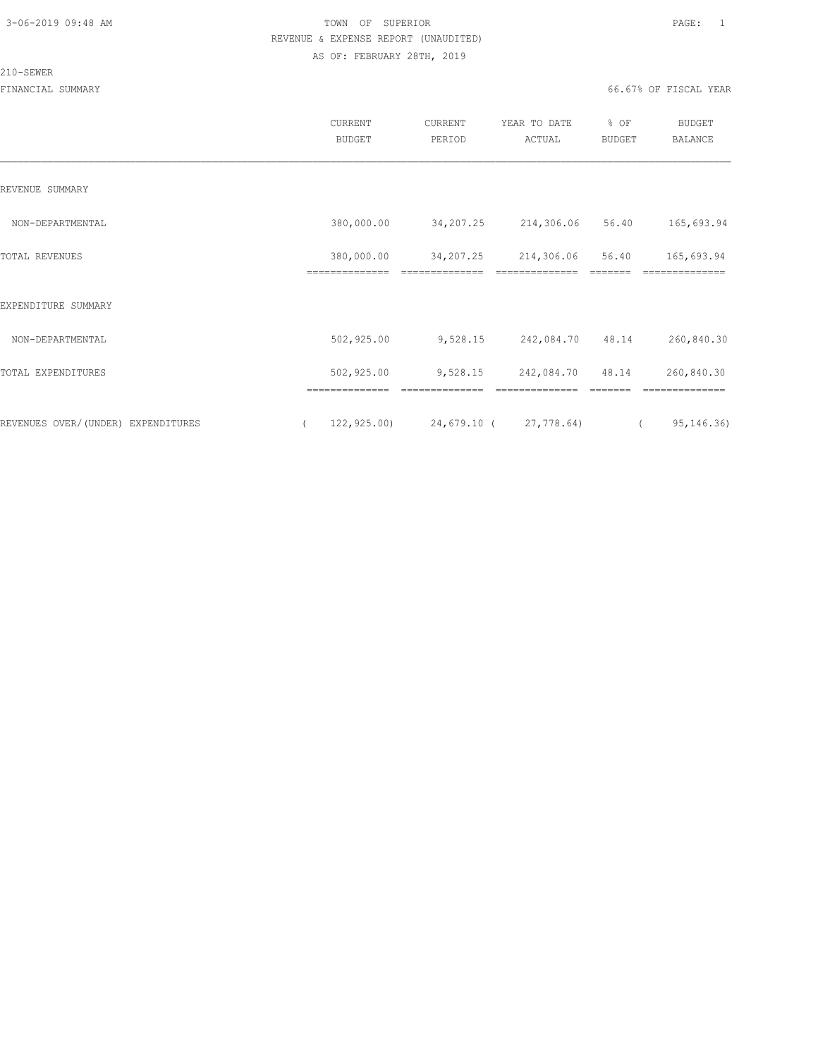TOWN OF SUPERIOR
REVENUE & EXPENSE REPORT (UNAUDITED)
AS OF: FEBRUARY 28TH, 2019

210-SEWER

FINANCIAL SUMMARY — 66.67% OF FISCAL YEAR

| | CURRENT BUDGET | CURRENT PERIOD | YEAR TO DATE ACTUAL | % OF BUDGET | BUDGET BALANCE |
|---|---|---|---|---|---|
| REVENUE SUMMARY | | | | | |
| NON-DEPARTMENTAL | 380,000.00 | 34,207.25 | 214,306.06 | 56.40 | 165,693.94 |
| TOTAL REVENUES | 380,000.00 | 34,207.25 | 214,306.06 | 56.40 | 165,693.94 |
| EXPENDITURE SUMMARY | | | | | |
| NON-DEPARTMENTAL | 502,925.00 | 9,528.15 | 242,084.70 | 48.14 | 260,840.30 |
| TOTAL EXPENDITURES | 502,925.00 | 9,528.15 | 242,084.70 | 48.14 | 260,840.30 |
| REVENUES OVER/(UNDER) EXPENDITURES | ( 122,925.00) | 24,679.10 | ( 27,778.64) | | ( 95,146.36) |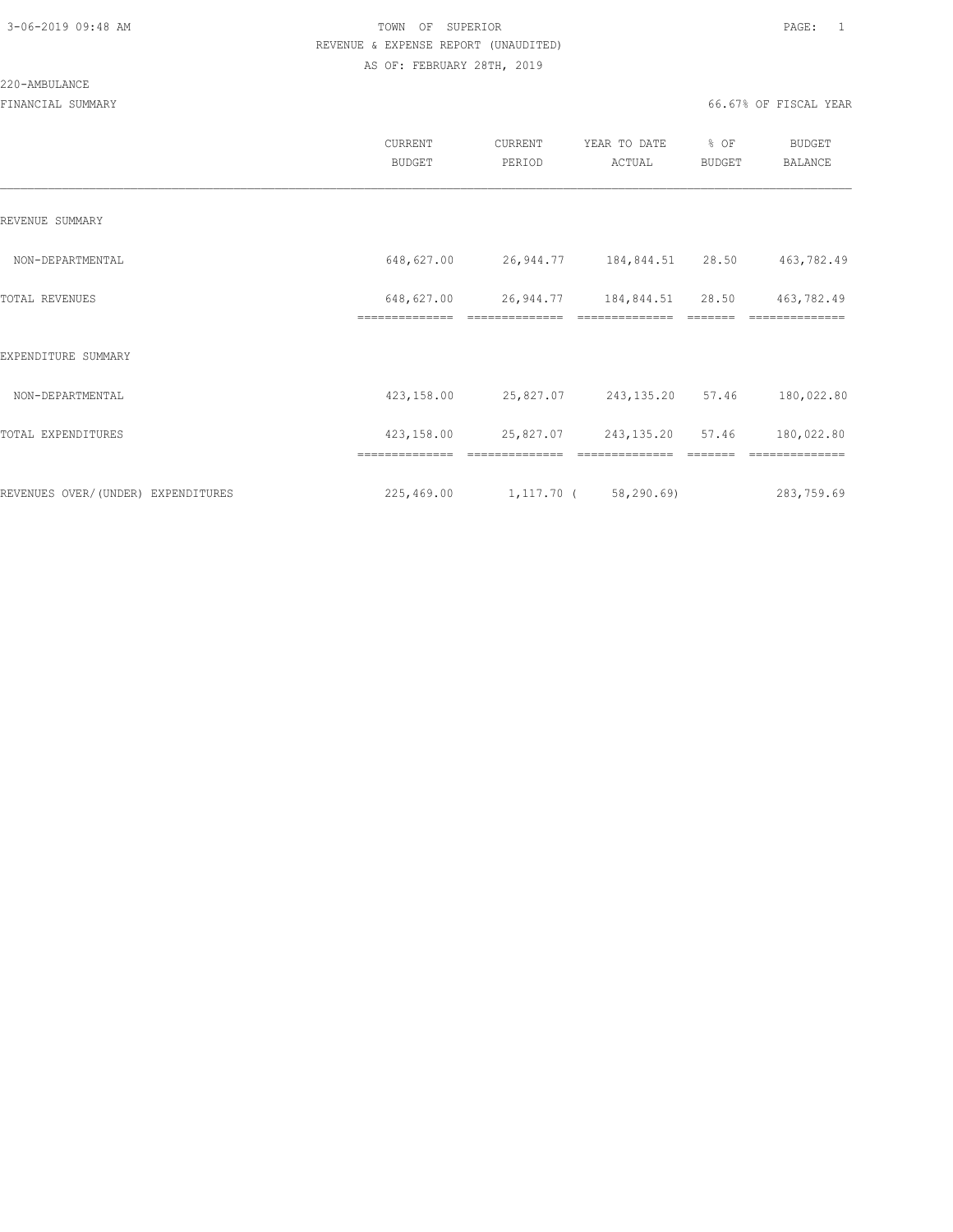3-06-2019 09:48 AM

TOWN OF SUPERIOR

REVENUE & EXPENSE REPORT (UNAUDITED)

AS OF: FEBRUARY 28TH, 2019

220-AMBULANCE

FINANCIAL SUMMARY

66.67% OF FISCAL YEAR

| | CURRENT BUDGET | CURRENT PERIOD | YEAR TO DATE ACTUAL | % OF BUDGET | BUDGET BALANCE |
|---|---|---|---|---|---|
| REVENUE SUMMARY | | | | | |
| NON-DEPARTMENTAL | 648,627.00 | 26,944.77 | 184,844.51 | 28.50 | 463,782.49 |
| TOTAL REVENUES | 648,627.00 | 26,944.77 | 184,844.51 | 28.50 | 463,782.49 |
| EXPENDITURE SUMMARY | | | | | |
| NON-DEPARTMENTAL | 423,158.00 | 25,827.07 | 243,135.20 | 57.46 | 180,022.80 |
| TOTAL EXPENDITURES | 423,158.00 | 25,827.07 | 243,135.20 | 57.46 | 180,022.80 |
| REVENUES OVER/(UNDER) EXPENDITURES | 225,469.00 | 1,117.70 | ( 58,290.69) | | 283,759.69 |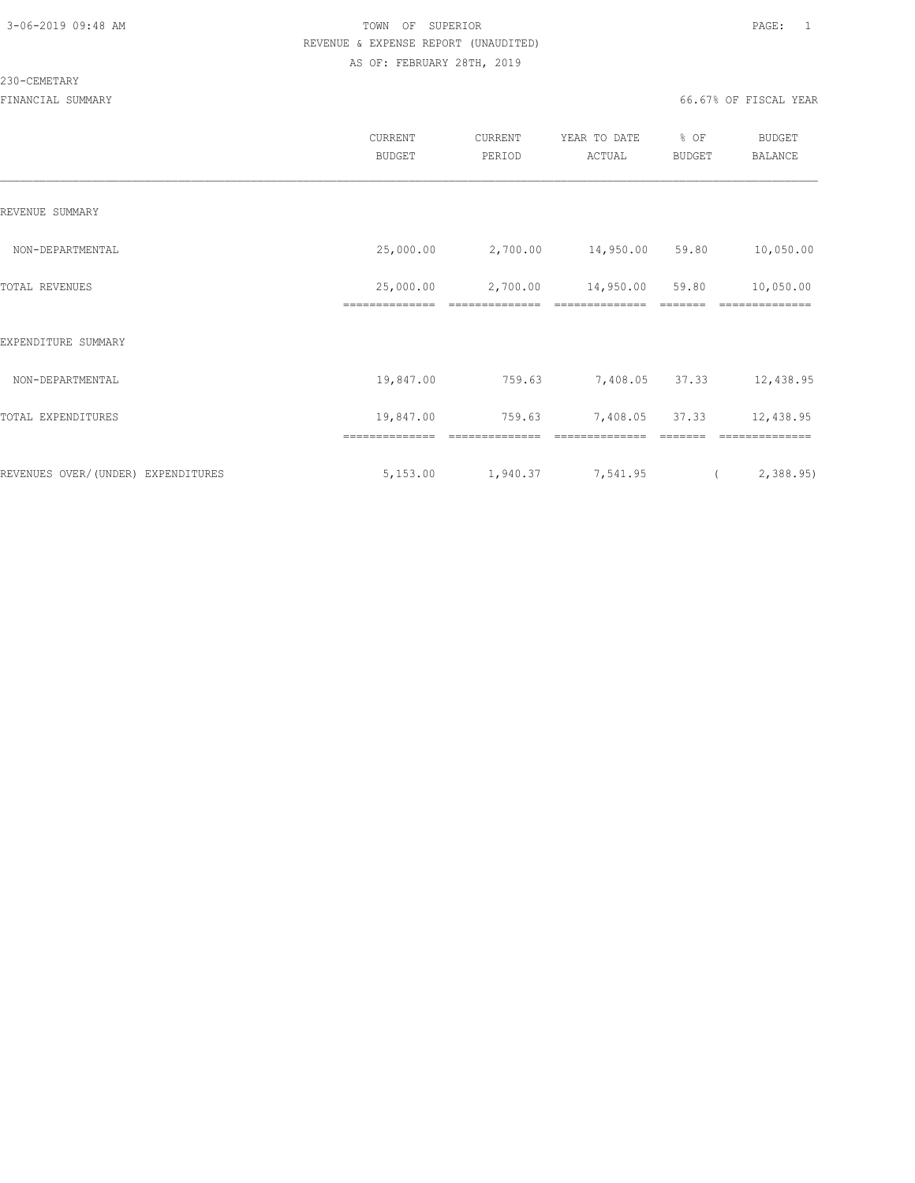TOWN OF SUPERIOR
REVENUE & EXPENSE REPORT (UNAUDITED)
AS OF: FEBRUARY 28TH, 2019

230-CEMETARY

FINANCIAL SUMMARY — 66.67% OF FISCAL YEAR

| | CURRENT BUDGET | CURRENT PERIOD | YEAR TO DATE ACTUAL | % OF BUDGET | BUDGET BALANCE |
|---|---|---|---|---|---|
| REVENUE SUMMARY | | | | | |
| NON-DEPARTMENTAL | 25,000.00 | 2,700.00 | 14,950.00 | 59.80 | 10,050.00 |
| TOTAL REVENUES | 25,000.00 | 2,700.00 | 14,950.00 | 59.80 | 10,050.00 |
| EXPENDITURE SUMMARY | | | | | |
| NON-DEPARTMENTAL | 19,847.00 | 759.63 | 7,408.05 | 37.33 | 12,438.95 |
| TOTAL EXPENDITURES | 19,847.00 | 759.63 | 7,408.05 | 37.33 | 12,438.95 |
| REVENUES OVER/(UNDER) EXPENDITURES | 5,153.00 | 1,940.37 | 7,541.95 | | ( 2,388.95) |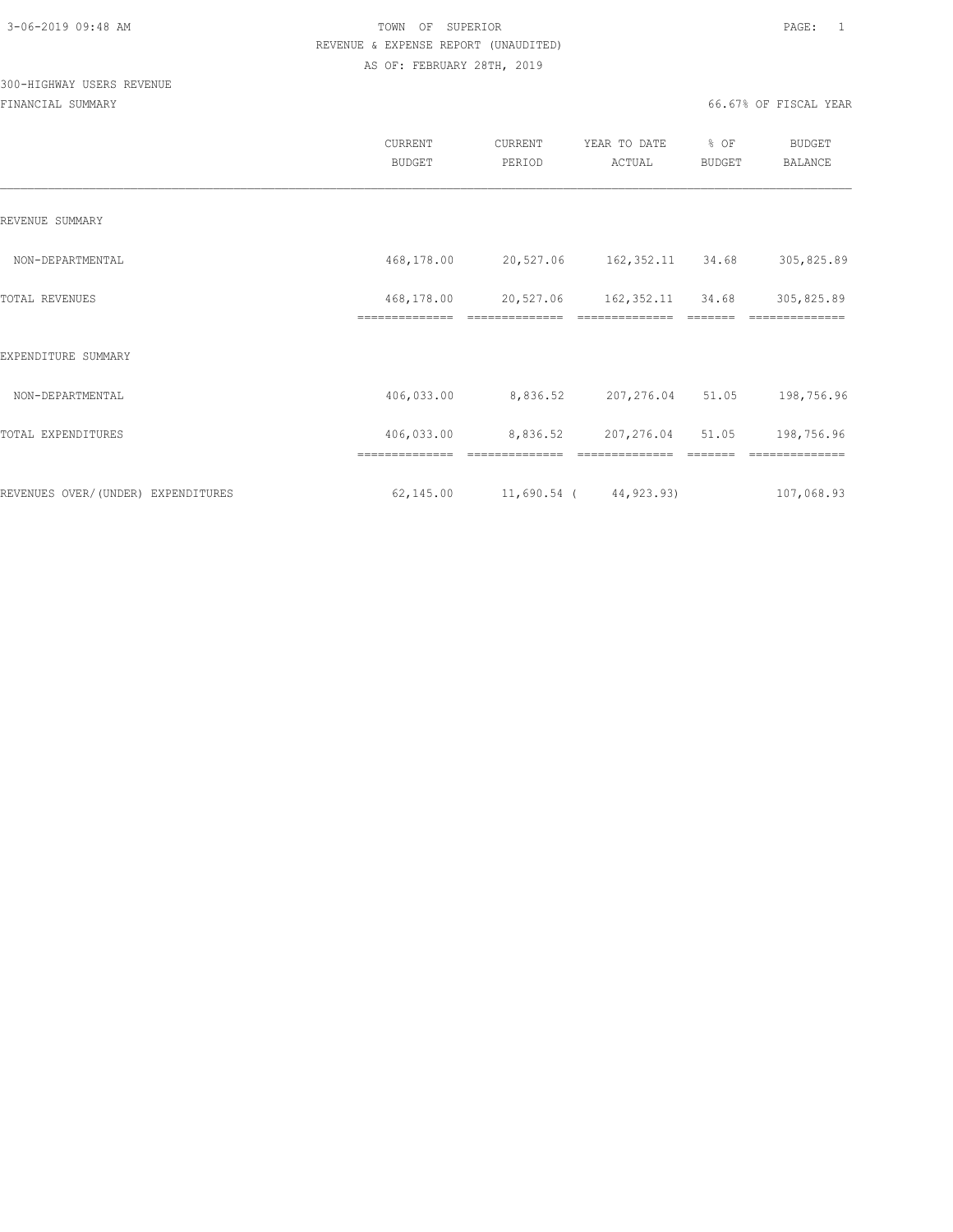TOWN OF SUPERIOR
REVENUE & EXPENSE REPORT (UNAUDITED)
AS OF: FEBRUARY 28TH, 2019

300-HIGHWAY USERS REVENUE
FINANCIAL SUMMARY

66.67% OF FISCAL YEAR

| | CURRENT BUDGET | CURRENT PERIOD | YEAR TO DATE ACTUAL | % OF BUDGET | BUDGET BALANCE |
|---|---|---|---|---|---|
| REVENUE SUMMARY | | | | | |
| NON-DEPARTMENTAL | 468,178.00 | 20,527.06 | 162,352.11 | 34.68 | 305,825.89 |
| TOTAL REVENUES | 468,178.00 | 20,527.06 | 162,352.11 | 34.68 | 305,825.89 |
| EXPENDITURE SUMMARY | | | | | |
| NON-DEPARTMENTAL | 406,033.00 | 8,836.52 | 207,276.04 | 51.05 | 198,756.96 |
| TOTAL EXPENDITURES | 406,033.00 | 8,836.52 | 207,276.04 | 51.05 | 198,756.96 |
| REVENUES OVER/(UNDER) EXPENDITURES | 62,145.00 | 11,690.54 | ( 44,923.93) | | 107,068.93 |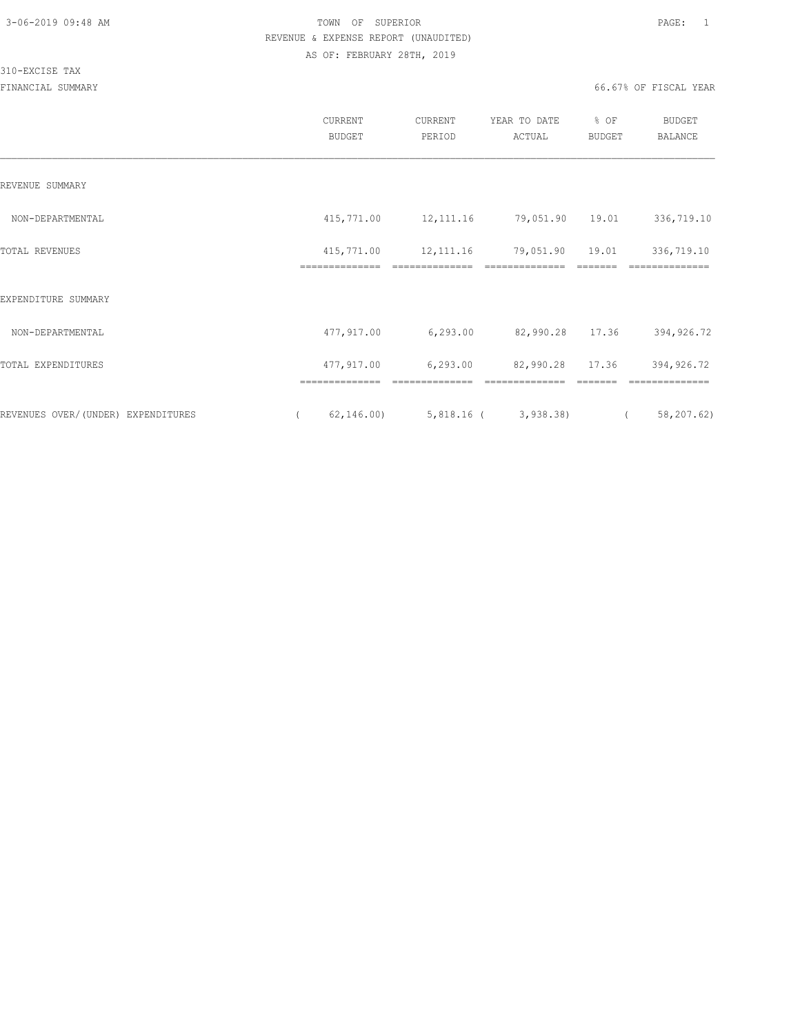TOWN OF SUPERIOR
REVENUE & EXPENSE REPORT (UNAUDITED)
AS OF: FEBRUARY 28TH, 2019

310-EXCISE TAX
FINANCIAL SUMMARY

66.67% OF FISCAL YEAR

| | CURRENT BUDGET | CURRENT PERIOD | YEAR TO DATE ACTUAL | % OF BUDGET | BUDGET BALANCE |
|---|---|---|---|---|---|
| REVENUE SUMMARY | | | | | |
| NON-DEPARTMENTAL | 415,771.00 | 12,111.16 | 79,051.90 | 19.01 | 336,719.10 |
| TOTAL REVENUES | 415,771.00 | 12,111.16 | 79,051.90 | 19.01 | 336,719.10 |
| EXPENDITURE SUMMARY | | | | | |
| NON-DEPARTMENTAL | 477,917.00 | 6,293.00 | 82,990.28 | 17.36 | 394,926.72 |
| TOTAL EXPENDITURES | 477,917.00 | 6,293.00 | 82,990.28 | 17.36 | 394,926.72 |
| REVENUES OVER/(UNDER) EXPENDITURES | ( 62,146.00) | 5,818.16 | ( 3,938.38) | | ( 58,207.62) |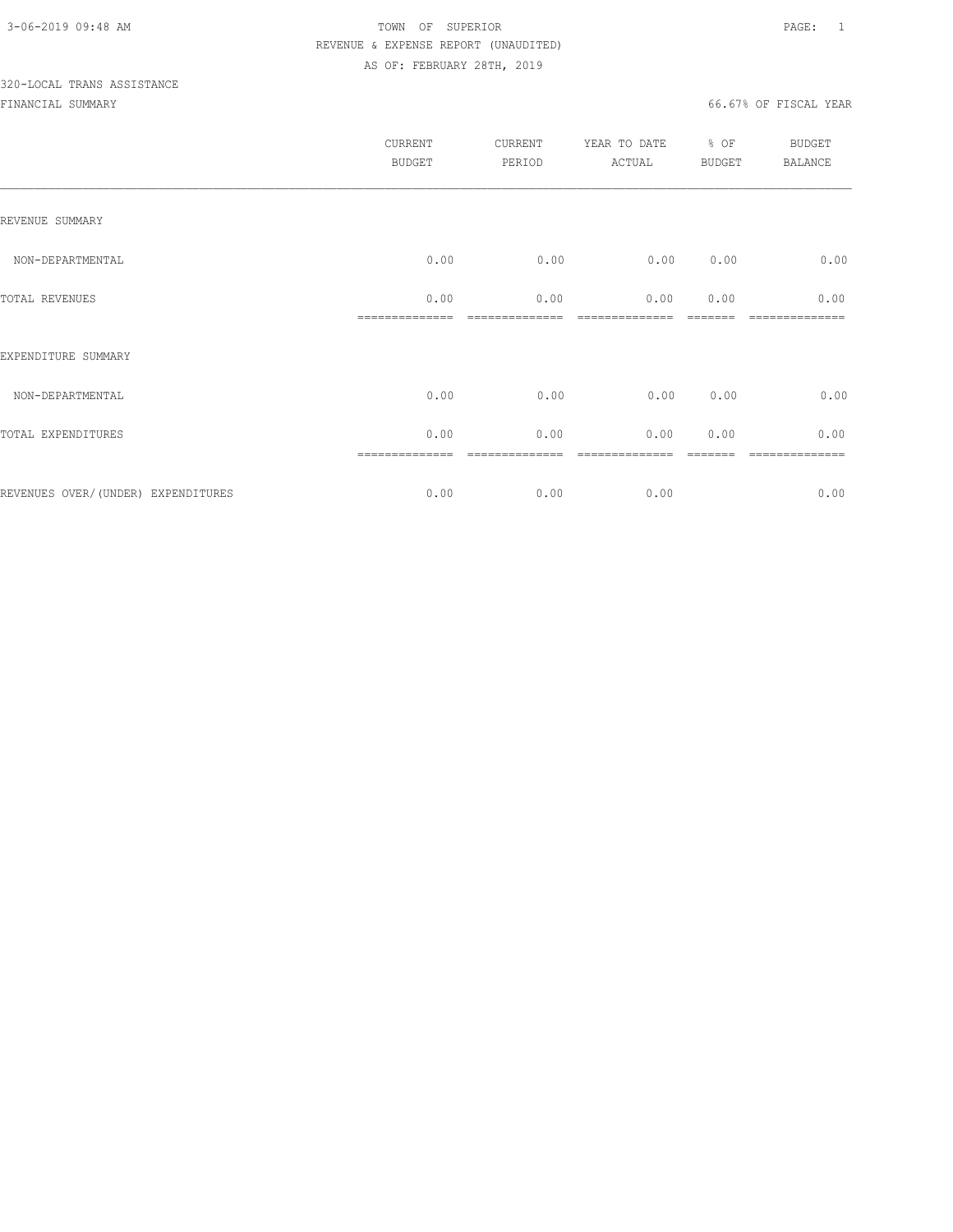3-06-2019 09:48 AM

TOWN OF SUPERIOR

REVENUE & EXPENSE REPORT (UNAUDITED)

AS OF: FEBRUARY 28TH, 2019

320-LOCAL TRANS ASSISTANCE

FINANCIAL SUMMARY

66.67% OF FISCAL YEAR

| | CURRENT BUDGET | CURRENT PERIOD | YEAR TO DATE ACTUAL | % OF BUDGET | BUDGET BALANCE |
|---|---|---|---|---|---|
| REVENUE SUMMARY | | | | | |
| NON-DEPARTMENTAL | 0.00 | 0.00 | 0.00 | 0.00 | 0.00 |
| TOTAL REVENUES | 0.00 | 0.00 | 0.00 | 0.00 | 0.00 |
| EXPENDITURE SUMMARY | | | | | |
| NON-DEPARTMENTAL | 0.00 | 0.00 | 0.00 | 0.00 | 0.00 |
| TOTAL EXPENDITURES | 0.00 | 0.00 | 0.00 | 0.00 | 0.00 |
| REVENUES OVER/(UNDER) EXPENDITURES | 0.00 | 0.00 | 0.00 | | 0.00 |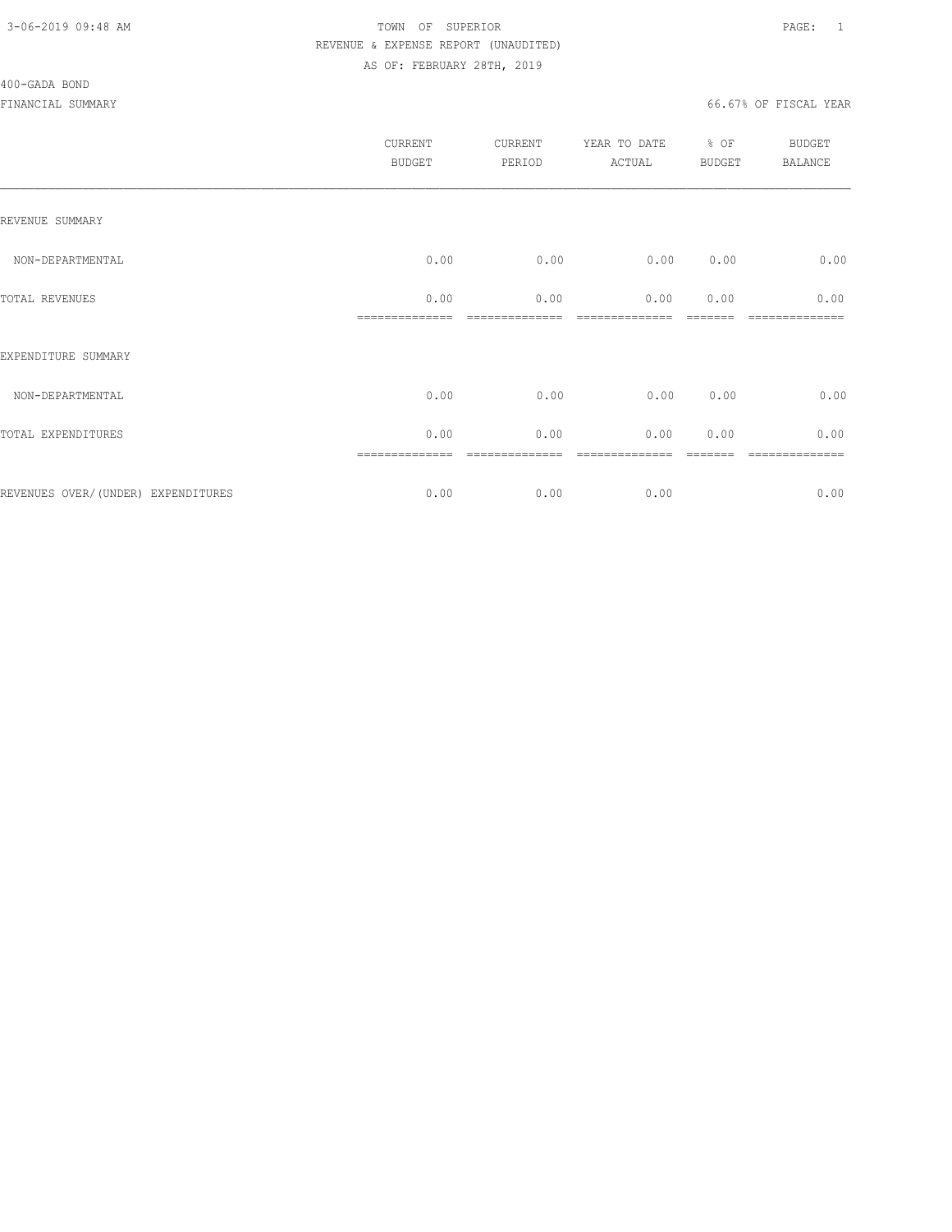TOWN OF SUPERIOR
REVENUE & EXPENSE REPORT (UNAUDITED)
AS OF: FEBRUARY 28TH, 2019

400-GADA BOND

FINANCIAL SUMMARY — 66.67% OF FISCAL YEAR

| | CURRENT BUDGET | CURRENT PERIOD | YEAR TO DATE ACTUAL | % OF BUDGET | BUDGET BALANCE |
|---|---|---|---|---|---|
| REVENUE SUMMARY | | | | | |
| NON-DEPARTMENTAL | 0.00 | 0.00 | 0.00 | 0.00 | 0.00 |
| TOTAL REVENUES | 0.00 | 0.00 | 0.00 | 0.00 | 0.00 |
| EXPENDITURE SUMMARY | | | | | |
| NON-DEPARTMENTAL | 0.00 | 0.00 | 0.00 | 0.00 | 0.00 |
| TOTAL EXPENDITURES | 0.00 | 0.00 | 0.00 | 0.00 | 0.00 |
| REVENUES OVER/(UNDER) EXPENDITURES | 0.00 | 0.00 | 0.00 | | 0.00 |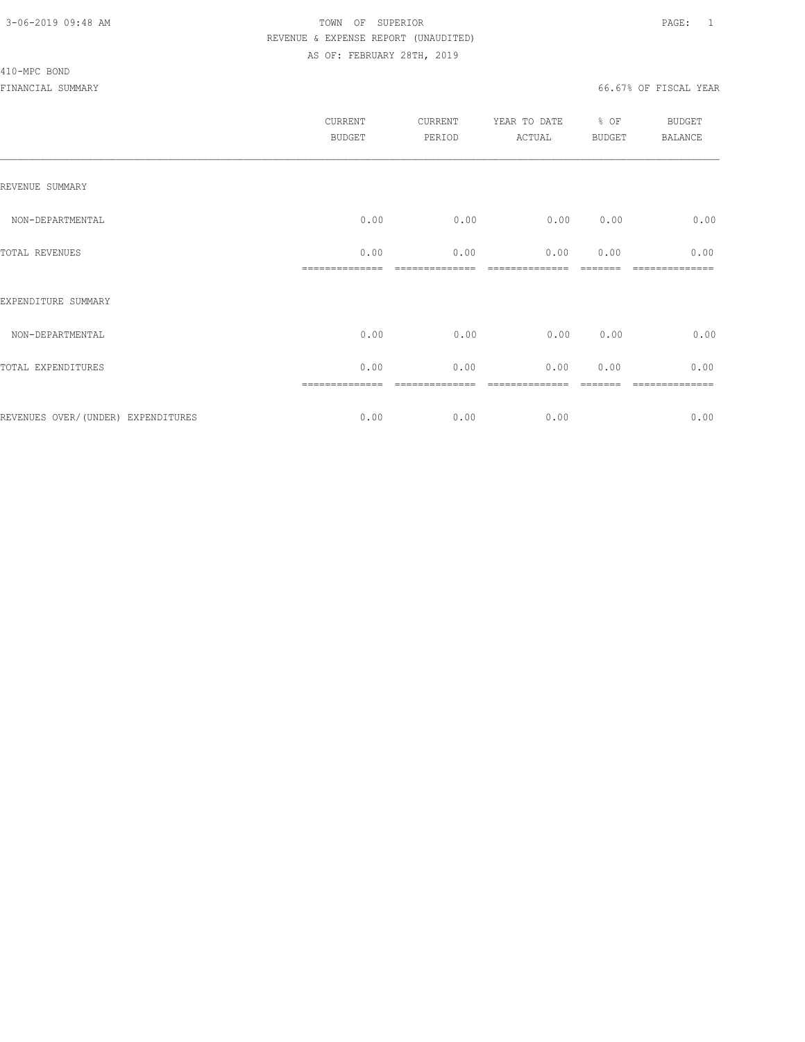3-06-2019 09:48 AM

TOWN OF SUPERIOR

REVENUE & EXPENSE REPORT (UNAUDITED)

AS OF: FEBRUARY 28TH, 2019

410-MPC BOND

FINANCIAL SUMMARY

66.67% OF FISCAL YEAR

| | CURRENT BUDGET | CURRENT PERIOD | YEAR TO DATE ACTUAL | % OF BUDGET | BUDGET BALANCE |
|---|---|---|---|---|---|
| REVENUE SUMMARY | | | | | |
| NON-DEPARTMENTAL | 0.00 | 0.00 | 0.00 | 0.00 | 0.00 |
| TOTAL REVENUES | 0.00 | 0.00 | 0.00 | 0.00 | 0.00 |
| EXPENDITURE SUMMARY | | | | | |
| NON-DEPARTMENTAL | 0.00 | 0.00 | 0.00 | 0.00 | 0.00 |
| TOTAL EXPENDITURES | 0.00 | 0.00 | 0.00 | 0.00 | 0.00 |
| REVENUES OVER/(UNDER) EXPENDITURES | 0.00 | 0.00 | 0.00 | | 0.00 |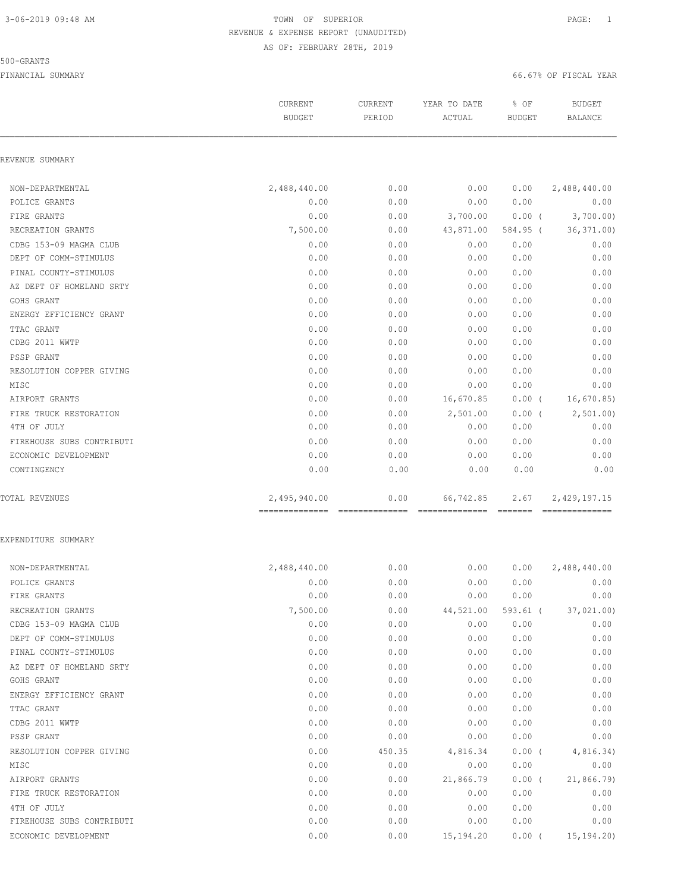TOWN OF SUPERIOR

REVENUE & EXPENSE REPORT (UNAUDITED)

AS OF: FEBRUARY 28TH, 2019

500-GRANTS

FINANCIAL SUMMARY

66.67% OF FISCAL YEAR

| | CURRENT BUDGET | CURRENT PERIOD | YEAR TO DATE ACTUAL | % OF BUDGET | BUDGET BALANCE |
|---|---|---|---|---|---|
| **REVENUE SUMMARY** | | | | | |
| NON-DEPARTMENTAL | 2,488,440.00 | 0.00 | 0.00 | 0.00 | 2,488,440.00 |
| POLICE GRANTS | 0.00 | 0.00 | 0.00 | 0.00 | 0.00 |
| FIRE GRANTS | 0.00 | 0.00 | 3,700.00 | 0.00 ( | 3,700.00) |
| RECREATION GRANTS | 7,500.00 | 0.00 | 43,871.00 | 584.95 ( | 36,371.00) |
| CDBG 153-09 MAGMA CLUB | 0.00 | 0.00 | 0.00 | 0.00 | 0.00 |
| DEPT OF COMM-STIMULUS | 0.00 | 0.00 | 0.00 | 0.00 | 0.00 |
| PINAL COUNTY-STIMULUS | 0.00 | 0.00 | 0.00 | 0.00 | 0.00 |
| AZ DEPT OF HOMELAND SRTY | 0.00 | 0.00 | 0.00 | 0.00 | 0.00 |
| GOHS GRANT | 0.00 | 0.00 | 0.00 | 0.00 | 0.00 |
| ENERGY EFFICIENCY GRANT | 0.00 | 0.00 | 0.00 | 0.00 | 0.00 |
| TTAC GRANT | 0.00 | 0.00 | 0.00 | 0.00 | 0.00 |
| CDBG 2011 WWTP | 0.00 | 0.00 | 0.00 | 0.00 | 0.00 |
| PSSP GRANT | 0.00 | 0.00 | 0.00 | 0.00 | 0.00 |
| RESOLUTION COPPER GIVING | 0.00 | 0.00 | 0.00 | 0.00 | 0.00 |
| MISC | 0.00 | 0.00 | 0.00 | 0.00 | 0.00 |
| AIRPORT GRANTS | 0.00 | 0.00 | 16,670.85 | 0.00 ( | 16,670.85) |
| FIRE TRUCK RESTORATION | 0.00 | 0.00 | 2,501.00 | 0.00 ( | 2,501.00) |
| 4TH OF JULY | 0.00 | 0.00 | 0.00 | 0.00 | 0.00 |
| FIREHOUSE SUBS CONTRIBUTI | 0.00 | 0.00 | 0.00 | 0.00 | 0.00 |
| ECONOMIC DEVELOPMENT | 0.00 | 0.00 | 0.00 | 0.00 | 0.00 |
| CONTINGENCY | 0.00 | 0.00 | 0.00 | 0.00 | 0.00 |
| TOTAL REVENUES | 2,495,940.00 | 0.00 | 66,742.85 | 2.67 | 2,429,197.15 |
| **EXPENDITURE SUMMARY** | | | | | |
| NON-DEPARTMENTAL | 2,488,440.00 | 0.00 | 0.00 | 0.00 | 2,488,440.00 |
| POLICE GRANTS | 0.00 | 0.00 | 0.00 | 0.00 | 0.00 |
| FIRE GRANTS | 0.00 | 0.00 | 0.00 | 0.00 | 0.00 |
| RECREATION GRANTS | 7,500.00 | 0.00 | 44,521.00 | 593.61 ( | 37,021.00) |
| CDBG 153-09 MAGMA CLUB | 0.00 | 0.00 | 0.00 | 0.00 | 0.00 |
| DEPT OF COMM-STIMULUS | 0.00 | 0.00 | 0.00 | 0.00 | 0.00 |
| PINAL COUNTY-STIMULUS | 0.00 | 0.00 | 0.00 | 0.00 | 0.00 |
| AZ DEPT OF HOMELAND SRTY | 0.00 | 0.00 | 0.00 | 0.00 | 0.00 |
| GOHS GRANT | 0.00 | 0.00 | 0.00 | 0.00 | 0.00 |
| ENERGY EFFICIENCY GRANT | 0.00 | 0.00 | 0.00 | 0.00 | 0.00 |
| TTAC GRANT | 0.00 | 0.00 | 0.00 | 0.00 | 0.00 |
| CDBG 2011 WWTP | 0.00 | 0.00 | 0.00 | 0.00 | 0.00 |
| PSSP GRANT | 0.00 | 0.00 | 0.00 | 0.00 | 0.00 |
| RESOLUTION COPPER GIVING | 0.00 | 450.35 | 4,816.34 | 0.00 ( | 4,816.34) |
| MISC | 0.00 | 0.00 | 0.00 | 0.00 | 0.00 |
| AIRPORT GRANTS | 0.00 | 0.00 | 21,866.79 | 0.00 ( | 21,866.79) |
| FIRE TRUCK RESTORATION | 0.00 | 0.00 | 0.00 | 0.00 | 0.00 |
| 4TH OF JULY | 0.00 | 0.00 | 0.00 | 0.00 | 0.00 |
| FIREHOUSE SUBS CONTRIBUTI | 0.00 | 0.00 | 0.00 | 0.00 | 0.00 |
| ECONOMIC DEVELOPMENT | 0.00 | 0.00 | 15,194.20 | 0.00 ( | 15,194.20) |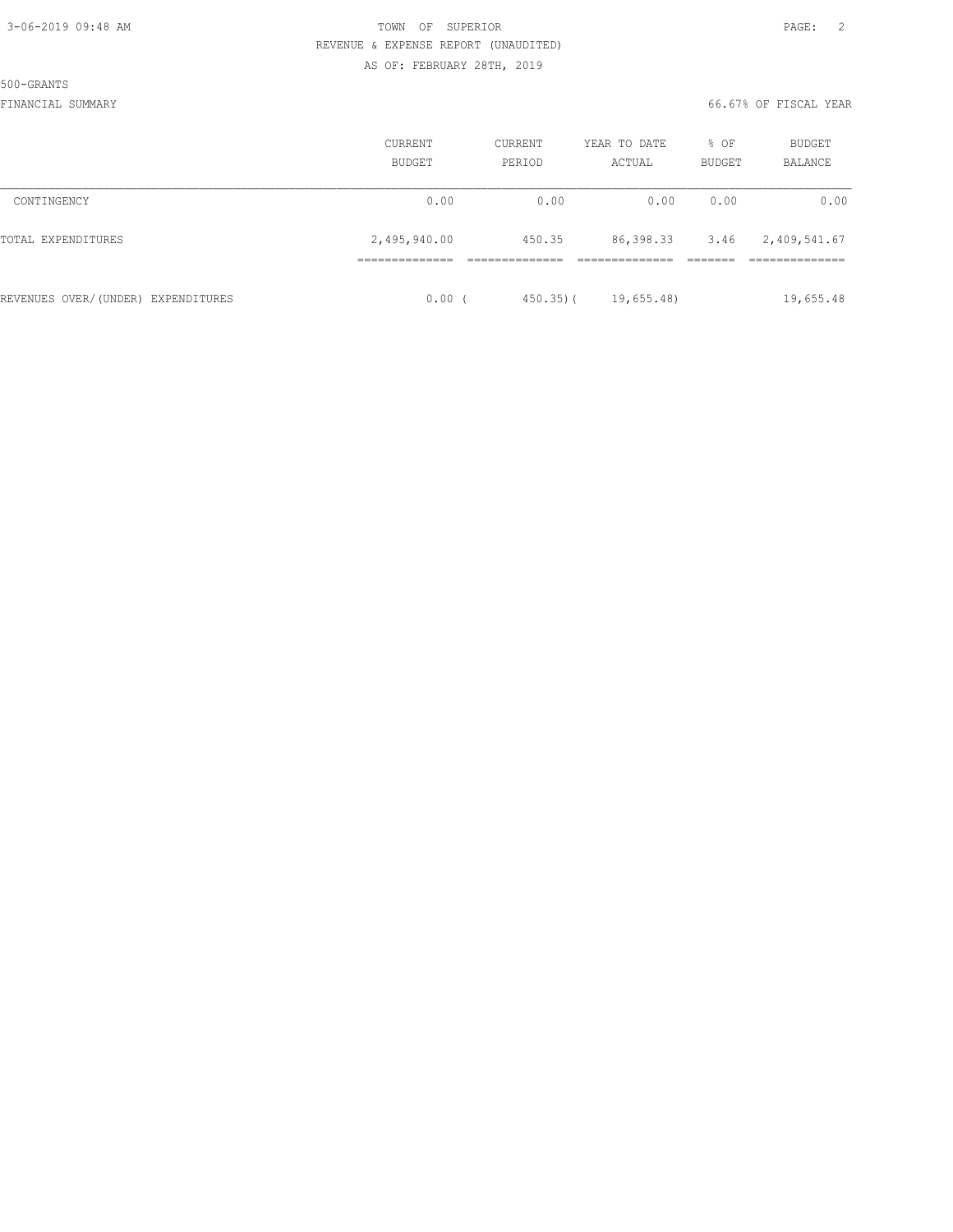TOWN OF SUPERIOR
REVENUE & EXPENSE REPORT (UNAUDITED)
AS OF: FEBRUARY 28TH, 2019

500-GRANTS

FINANCIAL SUMMARY 66.67% OF FISCAL YEAR

| | CURRENT BUDGET | CURRENT PERIOD | YEAR TO DATE ACTUAL | % OF BUDGET | BUDGET BALANCE |
|---|---|---|---|---|---|
| CONTINGENCY | 0.00 | 0.00 | 0.00 | 0.00 | 0.00 |
| TOTAL EXPENDITURES | 2,495,940.00 | 450.35 | 86,398.33 | 3.46 | 2,409,541.67 |
| REVENUES OVER/(UNDER) EXPENDITURES | 0.00 | ( 450.35) | ( 19,655.48) | | 19,655.48 |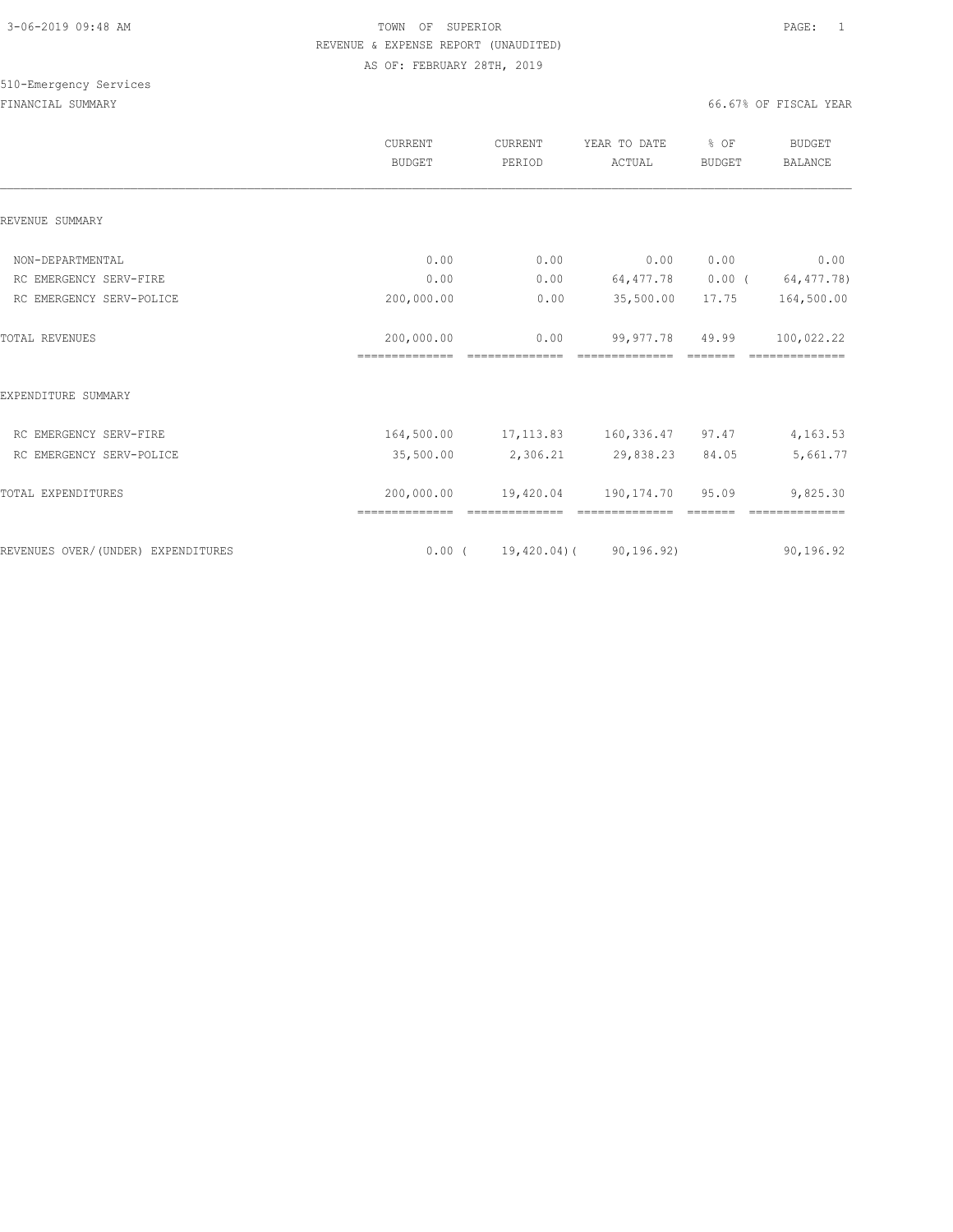TOWN OF SUPERIOR
REVENUE & EXPENSE REPORT (UNAUDITED)
AS OF: FEBRUARY 28TH, 2019

510-Emergency Services

FINANCIAL SUMMARY — 66.67% OF FISCAL YEAR

| | CURRENT BUDGET | CURRENT PERIOD | YEAR TO DATE ACTUAL | % OF BUDGET | BUDGET BALANCE |
|---|---|---|---|---|---|
| **REVENUE SUMMARY** | | | | | |
| NON-DEPARTMENTAL | 0.00 | 0.00 | 0.00 | 0.00 | 0.00 |
| RC EMERGENCY SERV-FIRE | 0.00 | 0.00 | 64,477.78 | 0.00 | ( 64,477.78) |
| RC EMERGENCY SERV-POLICE | 200,000.00 | 0.00 | 35,500.00 | 17.75 | 164,500.00 |
| TOTAL REVENUES | 200,000.00 | 0.00 | 99,977.78 | 49.99 | 100,022.22 |
| **EXPENDITURE SUMMARY** | | | | | |
| RC EMERGENCY SERV-FIRE | 164,500.00 | 17,113.83 | 160,336.47 | 97.47 | 4,163.53 |
| RC EMERGENCY SERV-POLICE | 35,500.00 | 2,306.21 | 29,838.23 | 84.05 | 5,661.77 |
| TOTAL EXPENDITURES | 200,000.00 | 19,420.04 | 190,174.70 | 95.09 | 9,825.30 |
| REVENUES OVER/(UNDER) EXPENDITURES | 0.00 | ( 19,420.04) | ( 90,196.92) | | 90,196.92 |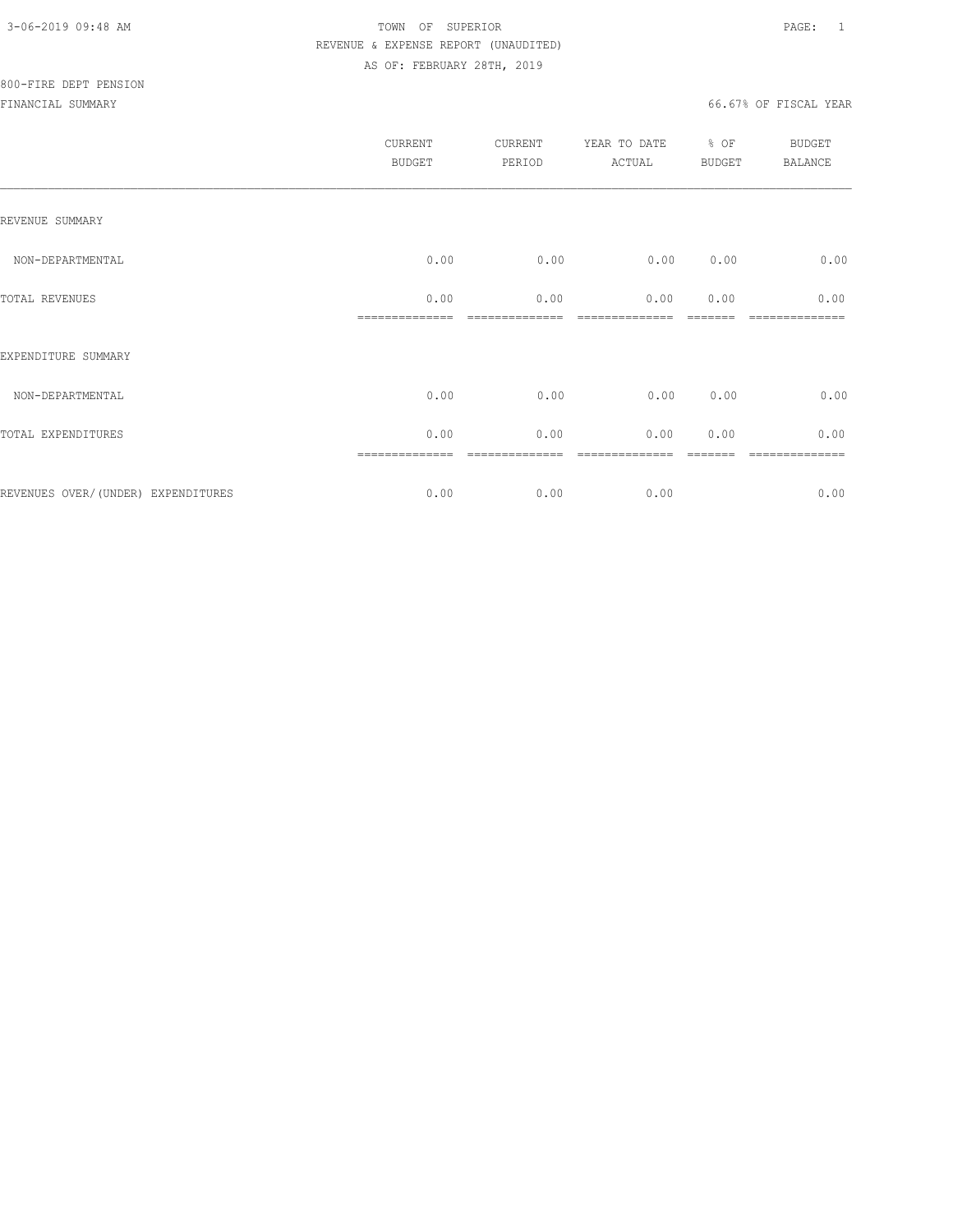TOWN OF SUPERIOR
REVENUE & EXPENSE REPORT (UNAUDITED)
AS OF: FEBRUARY 28TH, 2019

800-FIRE DEPT PENSION

FINANCIAL SUMMARY

66.67% OF FISCAL YEAR

| | CURRENT BUDGET | CURRENT PERIOD | YEAR TO DATE ACTUAL | % OF BUDGET | BUDGET BALANCE |
|---|---|---|---|---|---|
| REVENUE SUMMARY | | | | | |
| NON-DEPARTMENTAL | 0.00 | 0.00 | 0.00 | 0.00 | 0.00 |
| TOTAL REVENUES | 0.00 | 0.00 | 0.00 | 0.00 | 0.00 |
| EXPENDITURE SUMMARY | | | | | |
| NON-DEPARTMENTAL | 0.00 | 0.00 | 0.00 | 0.00 | 0.00 |
| TOTAL EXPENDITURES | 0.00 | 0.00 | 0.00 | 0.00 | 0.00 |
| REVENUES OVER/(UNDER) EXPENDITURES | 0.00 | 0.00 | 0.00 | | 0.00 |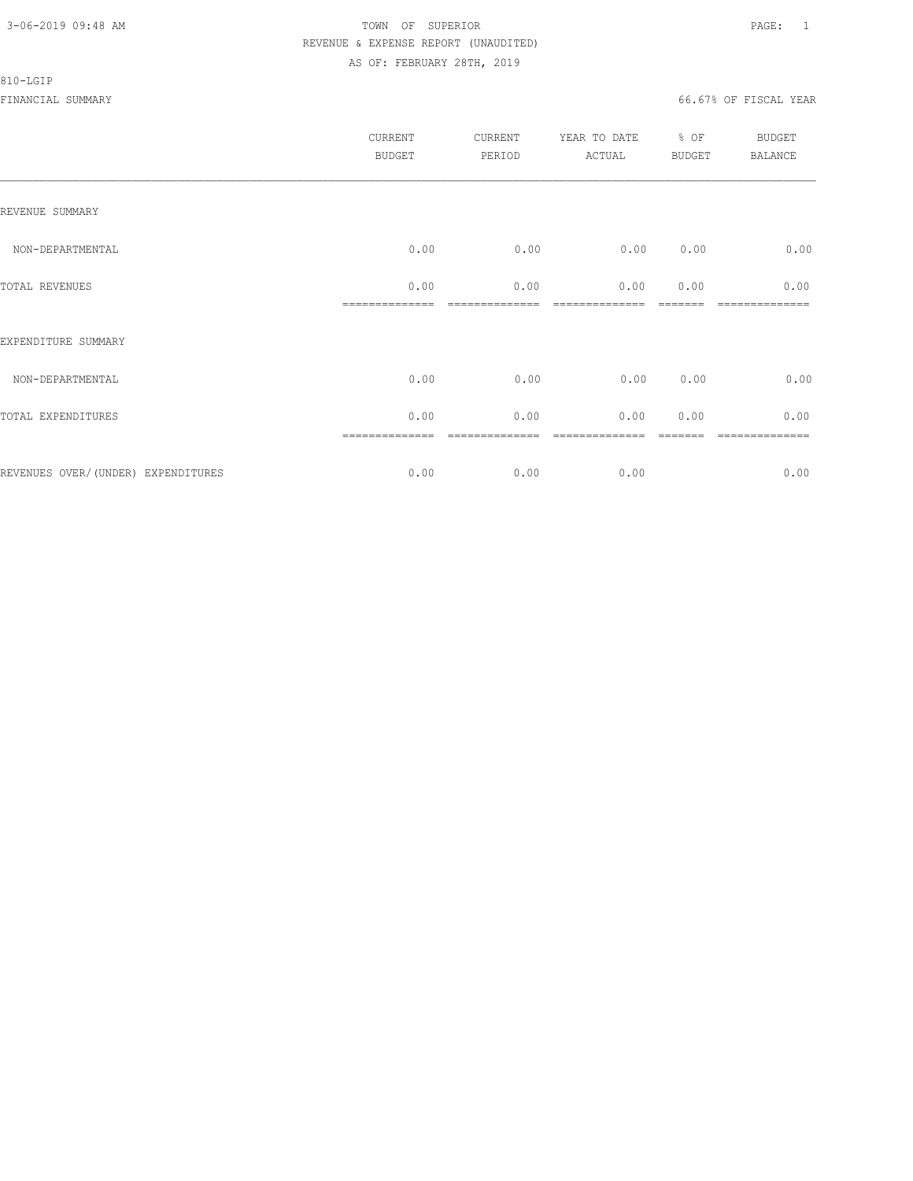TOWN OF SUPERIOR

REVENUE & EXPENSE REPORT (UNAUDITED)

AS OF: FEBRUARY 28TH, 2019

810-LGIP

FINANCIAL SUMMARY — 66.67% OF FISCAL YEAR

| | CURRENT BUDGET | CURRENT PERIOD | YEAR TO DATE ACTUAL | % OF BUDGET | BUDGET BALANCE |
|---|---|---|---|---|---|
| REVENUE SUMMARY | | | | | |
| NON-DEPARTMENTAL | 0.00 | 0.00 | 0.00 | 0.00 | 0.00 |
| TOTAL REVENUES | 0.00 | 0.00 | 0.00 | 0.00 | 0.00 |
| EXPENDITURE SUMMARY | | | | | |
| NON-DEPARTMENTAL | 0.00 | 0.00 | 0.00 | 0.00 | 0.00 |
| TOTAL EXPENDITURES | 0.00 | 0.00 | 0.00 | 0.00 | 0.00 |
| REVENUES OVER/(UNDER) EXPENDITURES | 0.00 | 0.00 | 0.00 | | 0.00 |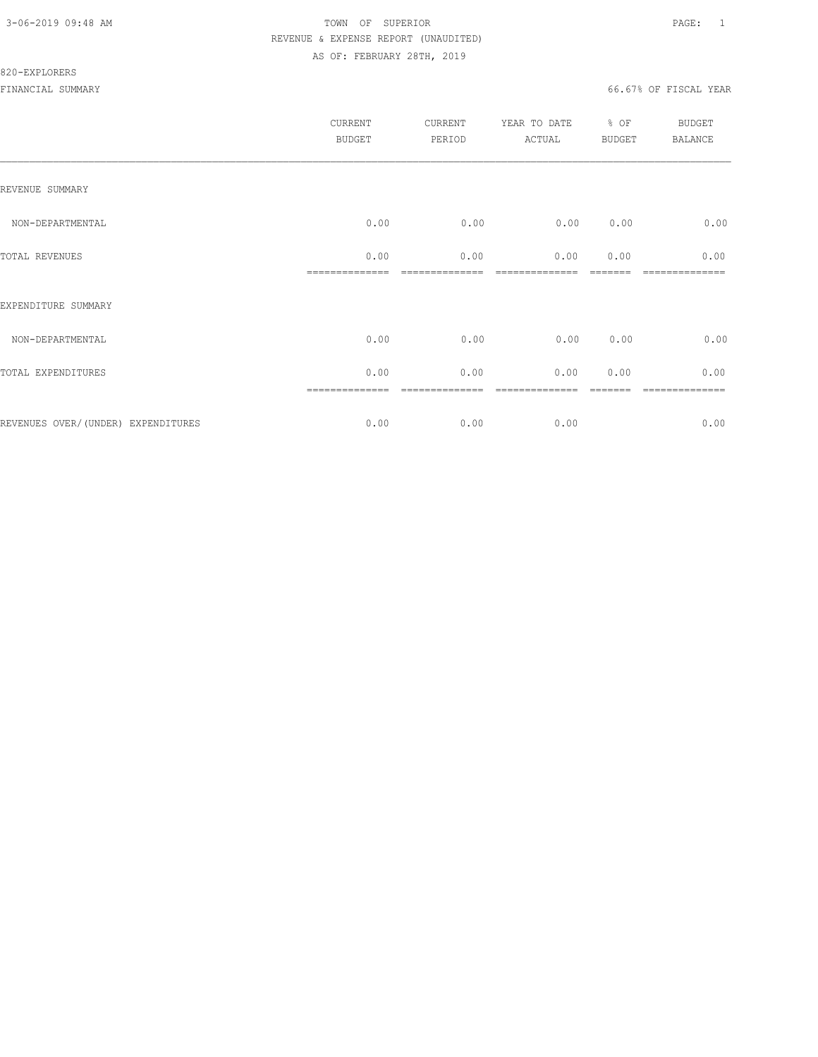3-06-2019 09:48 AM

TOWN OF SUPERIOR

REVENUE & EXPENSE REPORT (UNAUDITED)

AS OF: FEBRUARY 28TH, 2019

820-EXPLORERS

FINANCIAL SUMMARY

66.67% OF FISCAL YEAR

| | CURRENT BUDGET | CURRENT PERIOD | YEAR TO DATE ACTUAL | % OF BUDGET | BUDGET BALANCE |
|---|---|---|---|---|---|
| REVENUE SUMMARY | | | | | |
| NON-DEPARTMENTAL | 0.00 | 0.00 | 0.00 | 0.00 | 0.00 |
| TOTAL REVENUES | 0.00 | 0.00 | 0.00 | 0.00 | 0.00 |
| EXPENDITURE SUMMARY | | | | | |
| NON-DEPARTMENTAL | 0.00 | 0.00 | 0.00 | 0.00 | 0.00 |
| TOTAL EXPENDITURES | 0.00 | 0.00 | 0.00 | 0.00 | 0.00 |
| REVENUES OVER/(UNDER) EXPENDITURES | 0.00 | 0.00 | 0.00 | | 0.00 |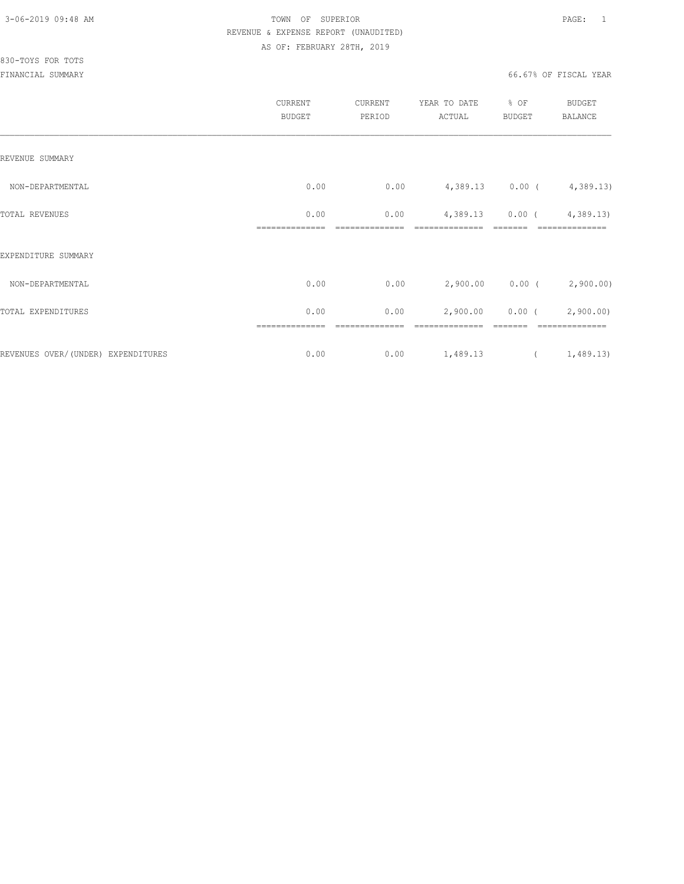TOWN OF SUPERIOR

REVENUE & EXPENSE REPORT (UNAUDITED)

AS OF: FEBRUARY 28TH, 2019

830-TOYS FOR TOTS

FINANCIAL SUMMARY

66.67% OF FISCAL YEAR

| | CURRENT BUDGET | CURRENT PERIOD | YEAR TO DATE ACTUAL | % OF BUDGET | BUDGET BALANCE |
|---|---|---|---|---|---|
| REVENUE SUMMARY | | | | | |
| NON-DEPARTMENTAL | 0.00 | 0.00 | 4,389.13 | 0.00 | ( 4,389.13) |
| TOTAL REVENUES | 0.00 | 0.00 | 4,389.13 | 0.00 | ( 4,389.13) |
| EXPENDITURE SUMMARY | | | | | |
| NON-DEPARTMENTAL | 0.00 | 0.00 | 2,900.00 | 0.00 | ( 2,900.00) |
| TOTAL EXPENDITURES | 0.00 | 0.00 | 2,900.00 | 0.00 | ( 2,900.00) |
| REVENUES OVER/(UNDER) EXPENDITURES | 0.00 | 0.00 | 1,489.13 | | ( 1,489.13) |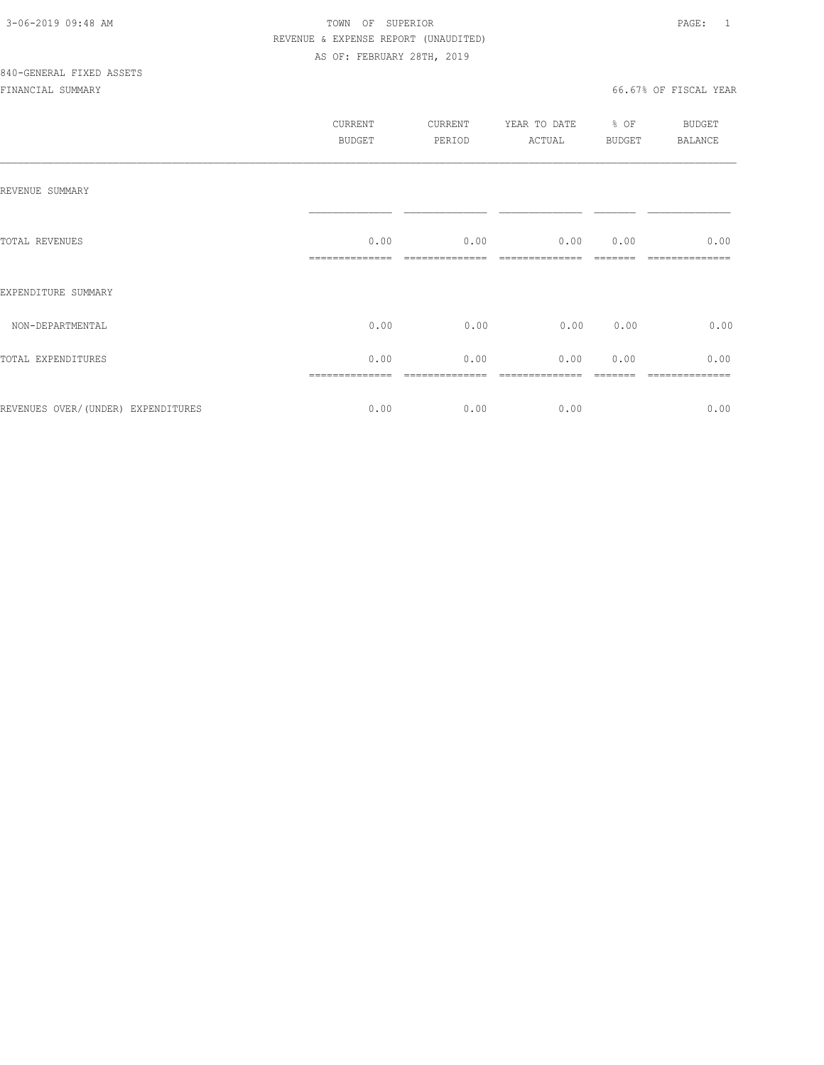3-06-2019 09:48 AM

TOWN OF SUPERIOR

REVENUE & EXPENSE REPORT (UNAUDITED)

AS OF: FEBRUARY 28TH, 2019

840-GENERAL FIXED ASSETS

FINANCIAL SUMMARY

66.67% OF FISCAL YEAR

| | CURRENT BUDGET | CURRENT PERIOD | YEAR TO DATE ACTUAL | % OF BUDGET | BUDGET BALANCE |
|---|---|---|---|---|---|
| REVENUE SUMMARY | | | | | |
| TOTAL REVENUES | 0.00 | 0.00 | 0.00 | 0.00 | 0.00 |
| EXPENDITURE SUMMARY | | | | | |
| NON-DEPARTMENTAL | 0.00 | 0.00 | 0.00 | 0.00 | 0.00 |
| TOTAL EXPENDITURES | 0.00 | 0.00 | 0.00 | 0.00 | 0.00 |
| REVENUES OVER/(UNDER) EXPENDITURES | 0.00 | 0.00 | 0.00 | | 0.00 |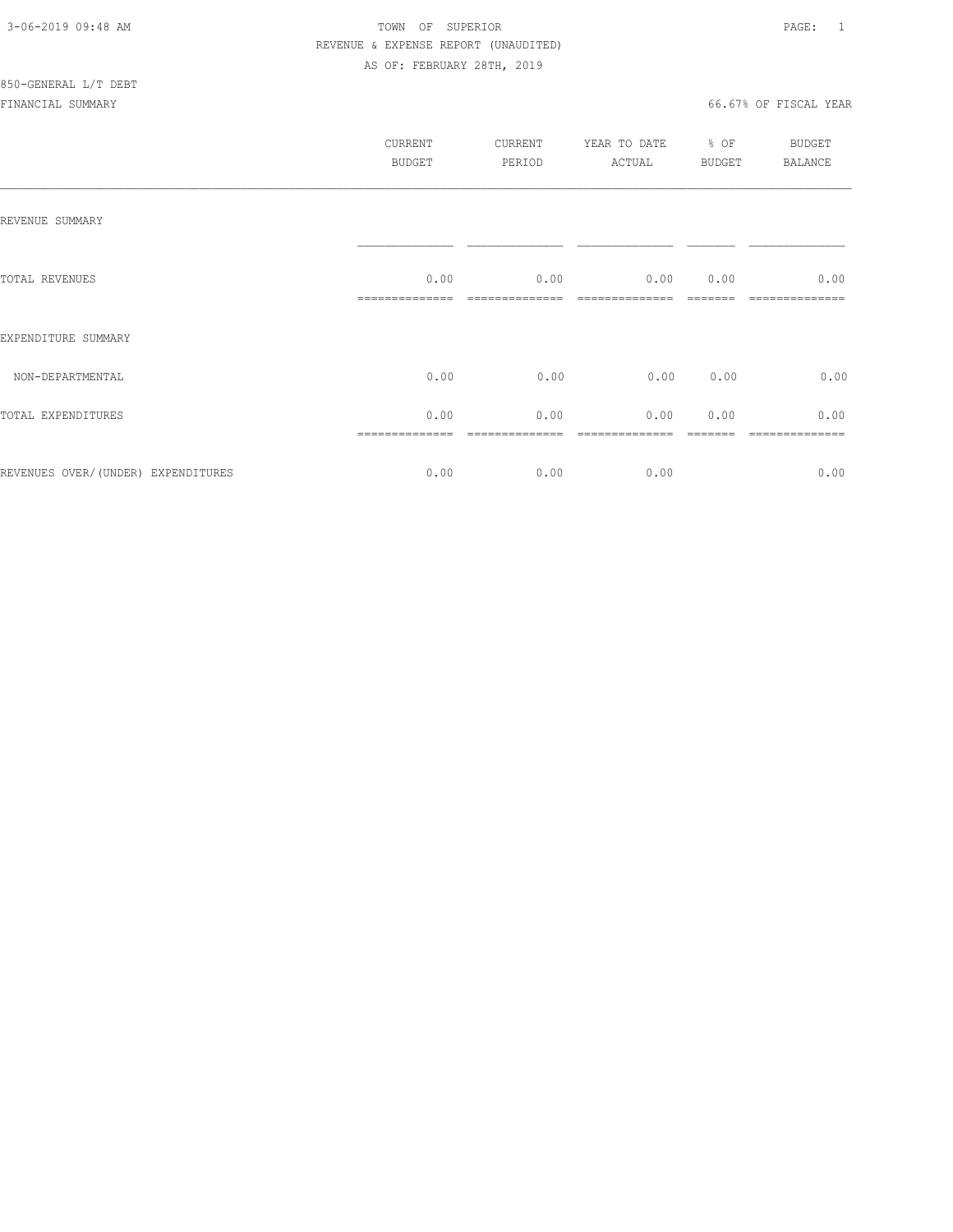3-06-2019 09:48 AM TOWN OF SUPERIOR PAGE: 1

REVENUE & EXPENSE REPORT (UNAUDITED)

AS OF: FEBRUARY 28TH, 2019

850-GENERAL L/T DEBT

FINANCIAL SUMMARY 66.67% OF FISCAL YEAR

| | CURRENT BUDGET | CURRENT PERIOD | YEAR TO DATE ACTUAL | % OF BUDGET | BUDGET BALANCE |
|---|---|---|---|---|---|
| REVENUE SUMMARY | | | | | |
| TOTAL REVENUES | 0.00 | 0.00 | 0.00 | 0.00 | 0.00 |
| EXPENDITURE SUMMARY | | | | | |
| NON-DEPARTMENTAL | 0.00 | 0.00 | 0.00 | 0.00 | 0.00 |
| TOTAL EXPENDITURES | 0.00 | 0.00 | 0.00 | 0.00 | 0.00 |
| REVENUES OVER/(UNDER) EXPENDITURES | 0.00 | 0.00 | 0.00 | | 0.00 |